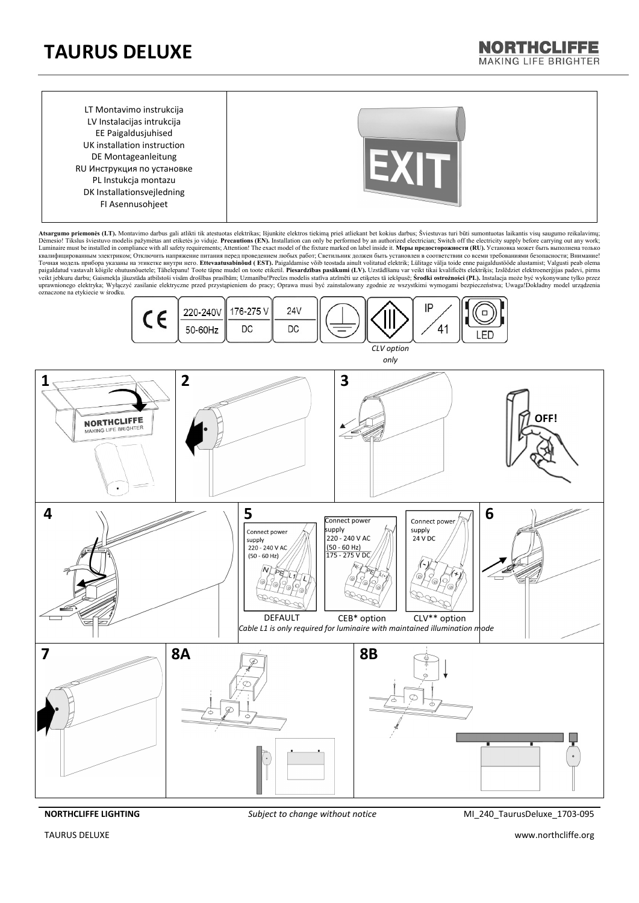# TAURUS DELUXE

NORTHCLIFFE
MAKING LIFE BRIGHTER

LT Montavimo instrukcija
LV Instalacijas intrukcija
EE Paigaldusjuhised
UK installation instruction
DE Montageanleitung
RU Инструкция по установке
PL Instukcja montazu
DK Installationsvejledning
FI Asennusohjeet

**Atsargumo priemonės (LT).** Montavimo darbus gali atlikti tik atestuotas elektrikas; Išjunkite elektros tiekimą prieš atliekant bet kokius darbus; Šviestuvas turi būti sumontuotas laikantis visų saugumo reikalavimų; Dėmesio! Tikslus šviestuvo modelis pažymėtas ant etiketės jo viduje. **Precautions (EN).** Installation can only be performed by an authorized electrician; Switch off the electricity supply before carrying out any work; Luminaire must be installed in compliance with all safety requirements; Attention! The exact model of the fixture marked on label inside it. **Меры предосторожности (RU).** Установка может быть выполнена только квалифицированным электриком; Отключить напряжение питания перед проведением любых работ; Светильник должен быть установлен в соответствии со всеми требованиями безопасности; Внимание! Точная модель прибора указаны на этикетке внутри него. **Ettevaatusabinõud ( EST).** Paigaldamise võib teostada ainult volitatud elektrik; Lülitage välja toide enne paigaldustööde alustamist; Valgusti peab olema paigaldatud vastavalt kõigile ohutusnõuetele; Tähelepanu! Toote täpne mudel on toote etiketil. **Piesardzības pasākumi (LV).** Uzstādīšanu var veikt tikai kvalificēts elektriķis; Izslēdziet elektroenerģijas padevi, pirms veikt jebkuru darbu; Gaismekļa jāuzstāda atbilstoši visām drošības prasībām; Uzmanību!Precīzs modelis statīva atzīmēti uz etiķetes tā iekšpusē; **Środki ostrożności (PL).** Instalacja może być wykonywane tylko przez uprawnionego elektryka; Wyłączyć zasilanie elektryczne przed przystąpieniem do pracy; Oprawa musi być zainstalowany zgodnie ze wszystkimi wymogami bezpieczeństwa; Uwaga!Dokładny model urządzenia oznaczone na etykiecie w środku.

CE | 220-240V 50-60Hz | 176-275 V DC | 24V DC | IP 41 | LED

*CLV option only*

**1**

NORTHCLIFFE
MAKING LIFE BRIGHTER

**2**

**3**

OFF!

**4**

**5**

| DEFAULT | CEB* option | CLV** option |
|---|---|---|
| Connect power supply 220 - 240 V AC (50 - 60 Hz) | Connect power supply 220 - 240 V AC (50 - 60 Hz) 175 - 275 V DC | Connect power supply 24 V DC |
| N PE L1 L | N(-) PE L(+) | (-) (+) |

*Cable L1 is only required for luminaire with maintained illumination mode*

**6**

**7**

**8A**

**8B**

**NORTHCLIFFE LIGHTING** *Subject to change without notice* MI_240_TaurusDeluxe_1703-095

TAURUS DELUXE www.northcliffe.org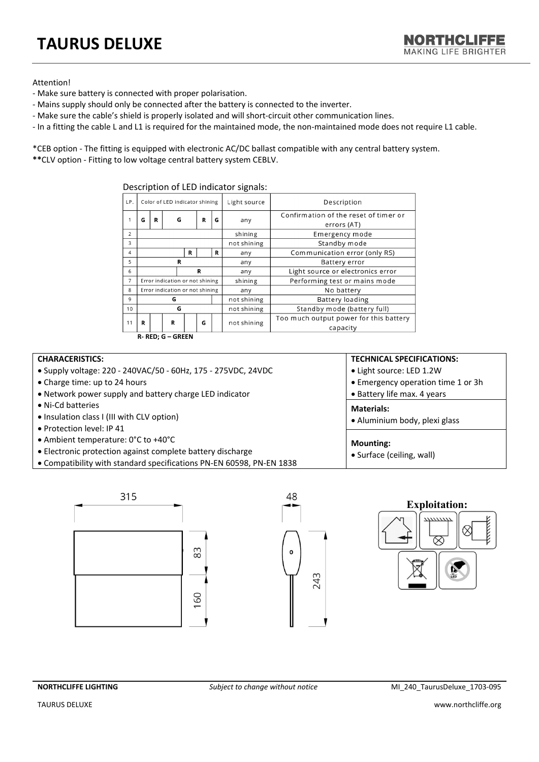Attention!

- Make sure battery is connected with proper polarisation.
- Mains supply should only be connected after the battery is connected to the inverter.
- Make sure the cable's shield is properly isolated and will short-circuit other communication lines.
- In a fitting the cable L and L1 is required for the maintained mode, the non-maintained mode does not require L1 cable.

*CEB option - The fitting is equipped with electronic AC/DC ballast compatible with any central battery system.
**CLV option - Fitting to low voltage central battery system CEBLV.

Description of LED indicator signals:

| LP. | Color of LED indicator shining | | | | | | Light source | Description |
|---|---|---|---|---|---|---|---|---|
| 1 | G | R | G | | R | G | any | Confirmation of the reset of timer or errors (AT) |
| 2 | | | | | | | shining | Emergency mode |
| 3 | | | | | | | not shining | Standby mode |
| 4 | | | | R | | R | any | Communication error (only RS) |
| 5 | R | | | | | | any | Battery error |
| 6 | | | | R | | | any | Light source or electronics error |
| 7 | Error indication or not shining | | | | | | shining | Performing test or mains mode |
| 8 | Error indication or not shining | | | | | | any | No battery |
| 9 | G | | | | | | not shining | Battery loading |
| 10 | G | | | | | | not shining | Standby mode (battery full) |
| 11 | R | | R | | G | | not shining | Too much output power for this battery capacity |

**R- RED; G – GREEN**

| CHARACERISTICS: | TECHNICAL SPECIFICATIONS: |
|---|---|
| • Supply voltage: 220 - 240VAC/50 - 60Hz, 175 - 275VDC, 24VDC<br>• Charge time: up to 24 hours<br>• Network power supply and battery charge LED indicator<br>• Ni-Cd batteries<br>• Insulation class I (III with CLV option)<br>• Protection level: IP 41<br>• Ambient temperature: 0°C to +40°C<br>• Electronic protection against complete battery discharge<br>• Compatibility with standard specifications PN-EN 60598, PN-EN 1838 | • Light source: LED 1.2W<br>• Emergency operation time 1 or 3h<br>• Battery life max. 4 years<br>**Materials:**<br>• Aluminium body, plexi glass<br>**Mounting:**<br>• Surface (ceiling, wall) |

315

83

160

48

243

**Exploitation:**

NORTHCLIFFE LIGHTING *Subject to change without notice* MI_240_TaurusDeluxe_1703-095